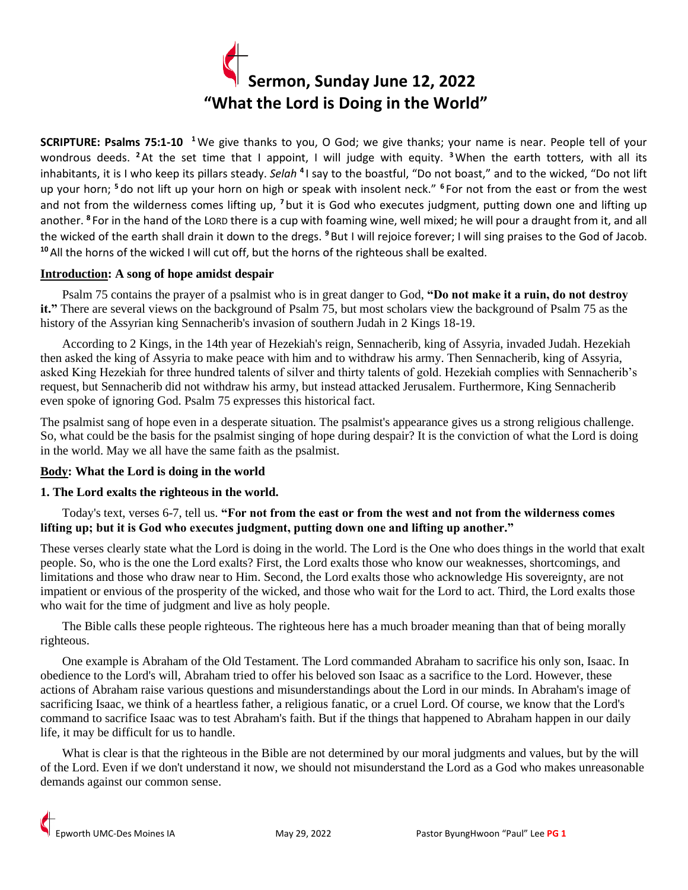# Sermon, Sunday June 12, 2022
# "What the Lord is Doing in the World"

**SCRIPTURE: Psalms 75:1-10** [1] We give thanks to you, O God; we give thanks; your name is near. People tell of your wondrous deeds. [2] At the set time that I appoint, I will judge with equity. [3] When the earth totters, with all its inhabitants, it is I who keep its pillars steady. *Selah* [4] I say to the boastful, "Do not boast," and to the wicked, "Do not lift up your horn; [5] do not lift up your horn on high or speak with insolent neck." [6] For not from the east or from the west and not from the wilderness comes lifting up, [7] but it is God who executes judgment, putting down one and lifting up another. [8] For in the hand of the LORD there is a cup with foaming wine, well mixed; he will pour a draught from it, and all the wicked of the earth shall drain it down to the dregs. [9] But I will rejoice forever; I will sing praises to the God of Jacob. [10] All the horns of the wicked I will cut off, but the horns of the righteous shall be exalted.

## Introduction: A song of hope amidst despair

Psalm 75 contains the prayer of a psalmist who is in great danger to God, **"Do not make it a ruin, do not destroy it."** There are several views on the background of Psalm 75, but most scholars view the background of Psalm 75 as the history of the Assyrian king Sennacherib's invasion of southern Judah in 2 Kings 18-19.

According to 2 Kings, in the 14th year of Hezekiah's reign, Sennacherib, king of Assyria, invaded Judah. Hezekiah then asked the king of Assyria to make peace with him and to withdraw his army. Then Sennacherib, king of Assyria, asked King Hezekiah for three hundred talents of silver and thirty talents of gold. Hezekiah complies with Sennacherib's request, but Sennacherib did not withdraw his army, but instead attacked Jerusalem. Furthermore, King Sennacherib even spoke of ignoring God. Psalm 75 expresses this historical fact.

The psalmist sang of hope even in a desperate situation. The psalmist's appearance gives us a strong religious challenge. So, what could be the basis for the psalmist singing of hope during despair? It is the conviction of what the Lord is doing in the world. May we all have the same faith as the psalmist.

## Body: What the Lord is doing in the world

### 1. The Lord exalts the righteous in the world.

Today's text, verses 6-7, tell us. **"For not from the east or from the west and not from the wilderness comes lifting up; but it is God who executes judgment, putting down one and lifting up another."**

These verses clearly state what the Lord is doing in the world. The Lord is the One who does things in the world that exalt people. So, who is the one the Lord exalts? First, the Lord exalts those who know our weaknesses, shortcomings, and limitations and those who draw near to Him. Second, the Lord exalts those who acknowledge His sovereignty, are not impatient or envious of the prosperity of the wicked, and those who wait for the Lord to act. Third, the Lord exalts those who wait for the time of judgment and live as holy people.

The Bible calls these people righteous. The righteous here has a much broader meaning than that of being morally righteous.

One example is Abraham of the Old Testament. The Lord commanded Abraham to sacrifice his only son, Isaac. In obedience to the Lord's will, Abraham tried to offer his beloved son Isaac as a sacrifice to the Lord. However, these actions of Abraham raise various questions and misunderstandings about the Lord in our minds. In Abraham's image of sacrificing Isaac, we think of a heartless father, a religious fanatic, or a cruel Lord. Of course, we know that the Lord's command to sacrifice Isaac was to test Abraham's faith. But if the things that happened to Abraham happen in our daily life, it may be difficult for us to handle.

What is clear is that the righteous in the Bible are not determined by our moral judgments and values, but by the will of the Lord. Even if we don't understand it now, we should not misunderstand the Lord as a God who makes unreasonable demands against our common sense.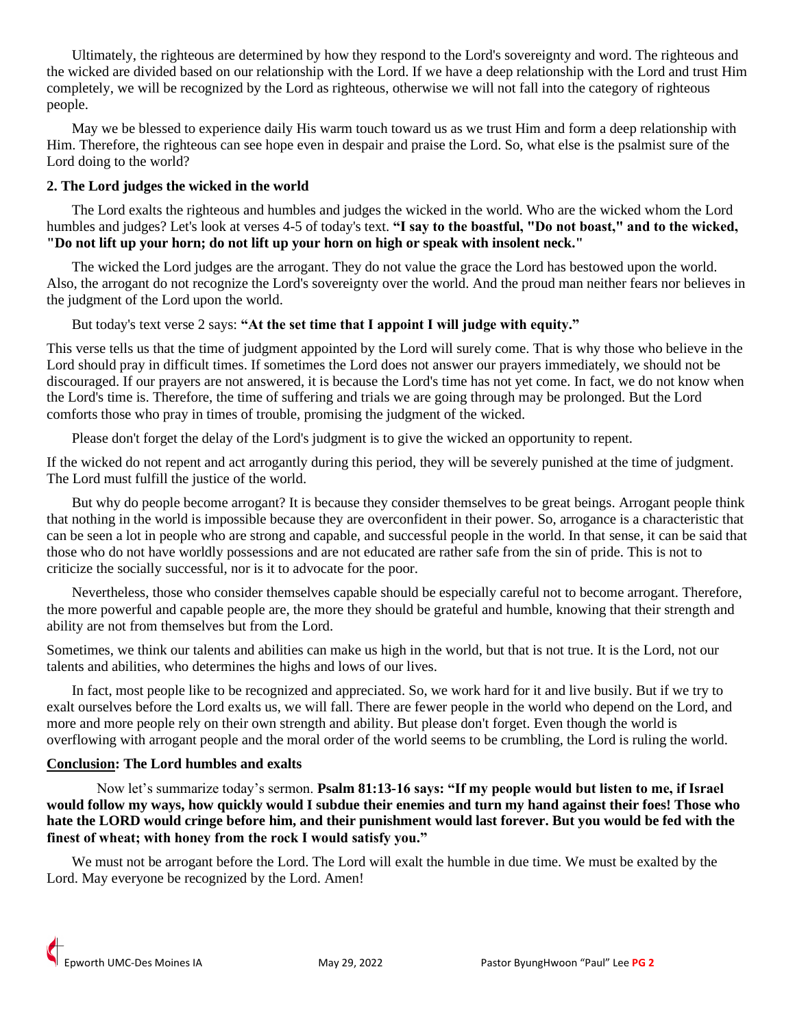Ultimately, the righteous are determined by how they respond to the Lord's sovereignty and word. The righteous and the wicked are divided based on our relationship with the Lord. If we have a deep relationship with the Lord and trust Him completely, we will be recognized by the Lord as righteous, otherwise we will not fall into the category of righteous people.

May we be blessed to experience daily His warm touch toward us as we trust Him and form a deep relationship with Him. Therefore, the righteous can see hope even in despair and praise the Lord. So, what else is the psalmist sure of the Lord doing to the world?

**2. The Lord judges the wicked in the world**

The Lord exalts the righteous and humbles and judges the wicked in the world. Who are the wicked whom the Lord humbles and judges? Let's look at verses 4-5 of today's text. **"I say to the boastful, "Do not boast," and to the wicked, "Do not lift up your horn; do not lift up your horn on high or speak with insolent neck."**

The wicked the Lord judges are the arrogant. They do not value the grace the Lord has bestowed upon the world. Also, the arrogant do not recognize the Lord's sovereignty over the world. And the proud man neither fears nor believes in the judgment of the Lord upon the world.

But today's text verse 2 says: **"At the set time that I appoint I will judge with equity."**

This verse tells us that the time of judgment appointed by the Lord will surely come. That is why those who believe in the Lord should pray in difficult times. If sometimes the Lord does not answer our prayers immediately, we should not be discouraged. If our prayers are not answered, it is because the Lord's time has not yet come. In fact, we do not know when the Lord's time is. Therefore, the time of suffering and trials we are going through may be prolonged. But the Lord comforts those who pray in times of trouble, promising the judgment of the wicked.

Please don't forget the delay of the Lord's judgment is to give the wicked an opportunity to repent.

If the wicked do not repent and act arrogantly during this period, they will be severely punished at the time of judgment. The Lord must fulfill the justice of the world.

But why do people become arrogant? It is because they consider themselves to be great beings. Arrogant people think that nothing in the world is impossible because they are overconfident in their power. So, arrogance is a characteristic that can be seen a lot in people who are strong and capable, and successful people in the world. In that sense, it can be said that those who do not have worldly possessions and are not educated are rather safe from the sin of pride. This is not to criticize the socially successful, nor is it to advocate for the poor.

Nevertheless, those who consider themselves capable should be especially careful not to become arrogant. Therefore, the more powerful and capable people are, the more they should be grateful and humble, knowing that their strength and ability are not from themselves but from the Lord.

Sometimes, we think our talents and abilities can make us high in the world, but that is not true. It is the Lord, not our talents and abilities, who determines the highs and lows of our lives.

In fact, most people like to be recognized and appreciated. So, we work hard for it and live busily. But if we try to exalt ourselves before the Lord exalts us, we will fall. There are fewer people in the world who depend on the Lord, and more and more people rely on their own strength and ability. But please don't forget. Even though the world is overflowing with arrogant people and the moral order of the world seems to be crumbling, the Lord is ruling the world.

**Conclusion: The Lord humbles and exalts**

Now let's summarize today's sermon. **Psalm 81:13-16 says: "If my people would but listen to me, if Israel would follow my ways, how quickly would I subdue their enemies and turn my hand against their foes! Those who hate the LORD would cringe before him, and their punishment would last forever. But you would be fed with the finest of wheat; with honey from the rock I would satisfy you."**

We must not be arrogant before the Lord. The Lord will exalt the humble in due time. We must be exalted by the Lord. May everyone be recognized by the Lord. Amen!